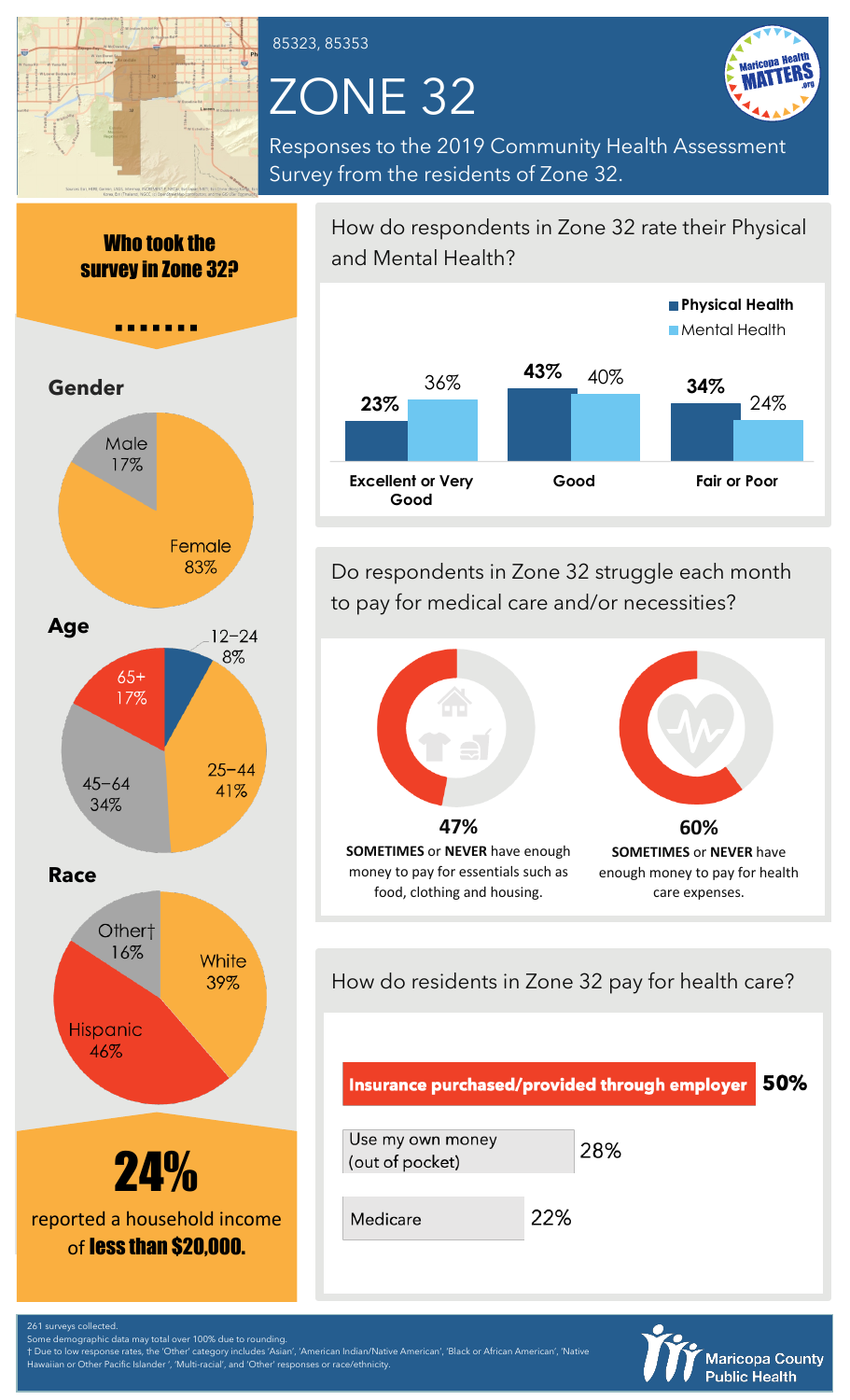85323, 85353

# ZONE 32

Responses to the 2019 Community Health Assessment Survey from the residents of Zone 32.

## Who took the survey in Zone 32?

### Gender

- Male 17%
- Female 83%

### Age

- 12–24 8%
- 25–44 41%
- 45–64 34%
- 65+ 17%

### Race

- White 39%
- Hispanic 46%
- Other† 16%

**24%** reported a household income of **less than $20,000.**

## How do respondents in Zone 32 rate their Physical and Mental Health?

| | Physical Health | Mental Health |
|---|---|---|
| Excellent or Very Good | 23% | 36% |
| Good | 43% | 40% |
| Fair or Poor | 34% | 24% |

## Do respondents in Zone 32 struggle each month to pay for medical care and/or necessities?

**47%** **SOMETIMES** or **NEVER** have enough money to pay for essentials such as food, clothing and housing.

**60%** **SOMETIMES** or **NEVER** have enough money to pay for health care expenses.

## How do residents in Zone 32 pay for health care?

| Payment method | Percent |
|---|---|
| Insurance purchased/provided through employer | 50% |
| Use my own money (out of pocket) | 28% |
| Medicare | 22% |

261 surveys collected.
Some demographic data may total over 100% due to rounding.
† Due to low response rates, the 'Other' category includes 'Asian', 'American Indian/Native American', 'Black or African American', 'Native Hawaiian or Other Pacific Islander', 'Multi-racial', and 'Other' responses or race/ethnicity.

Maricopa County Public Health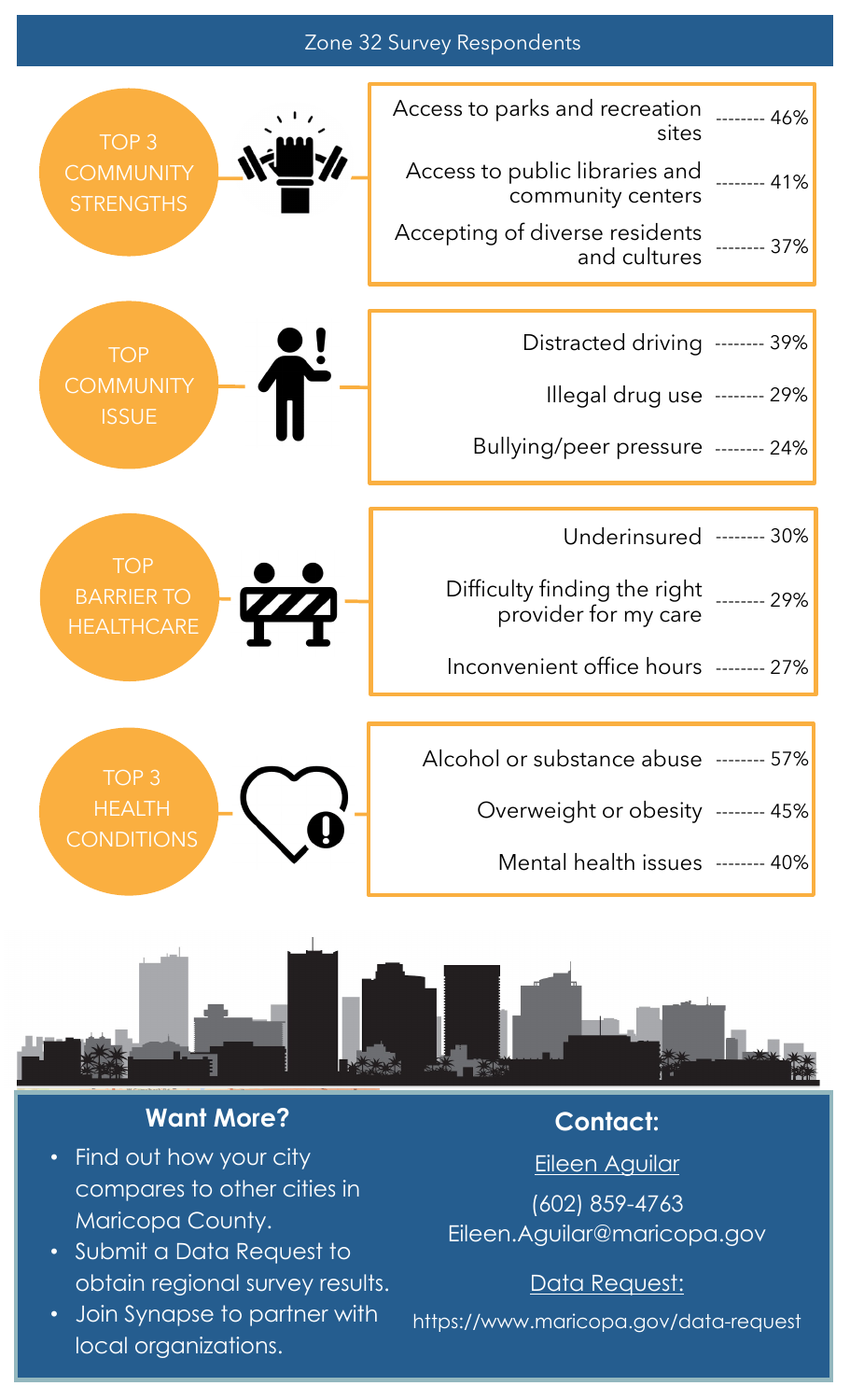## Zone 32 Survey Respondents

### TOP 3 COMMUNITY STRENGTHS

- Access to parks and recreation sites -------- 46%
- Access to public libraries and community centers -------- 41%
- Accepting of diverse residents and cultures -------- 37%

### TOP COMMUNITY ISSUE

- Distracted driving -------- 39%
- Illegal drug use -------- 29%
- Bullying/peer pressure -------- 24%

### TOP BARRIER TO HEALTHCARE

- Underinsured -------- 30%
- Difficulty finding the right provider for my care -------- 29%
- Inconvenient office hours -------- 27%

### TOP 3 HEALTH CONDITIONS

- Alcohol or substance abuse -------- 57%
- Overweight or obesity -------- 45%
- Mental health issues -------- 40%

### Want More?

- Find out how your city compares to other cities in Maricopa County.
- Submit a Data Request to obtain regional survey results.
- Join Synapse to partner with local organizations.

### Contact:

Eileen Aguilar

(602) 859-4763

Eileen.Aguilar@maricopa.gov

Data Request:

https://www.maricopa.gov/data-request